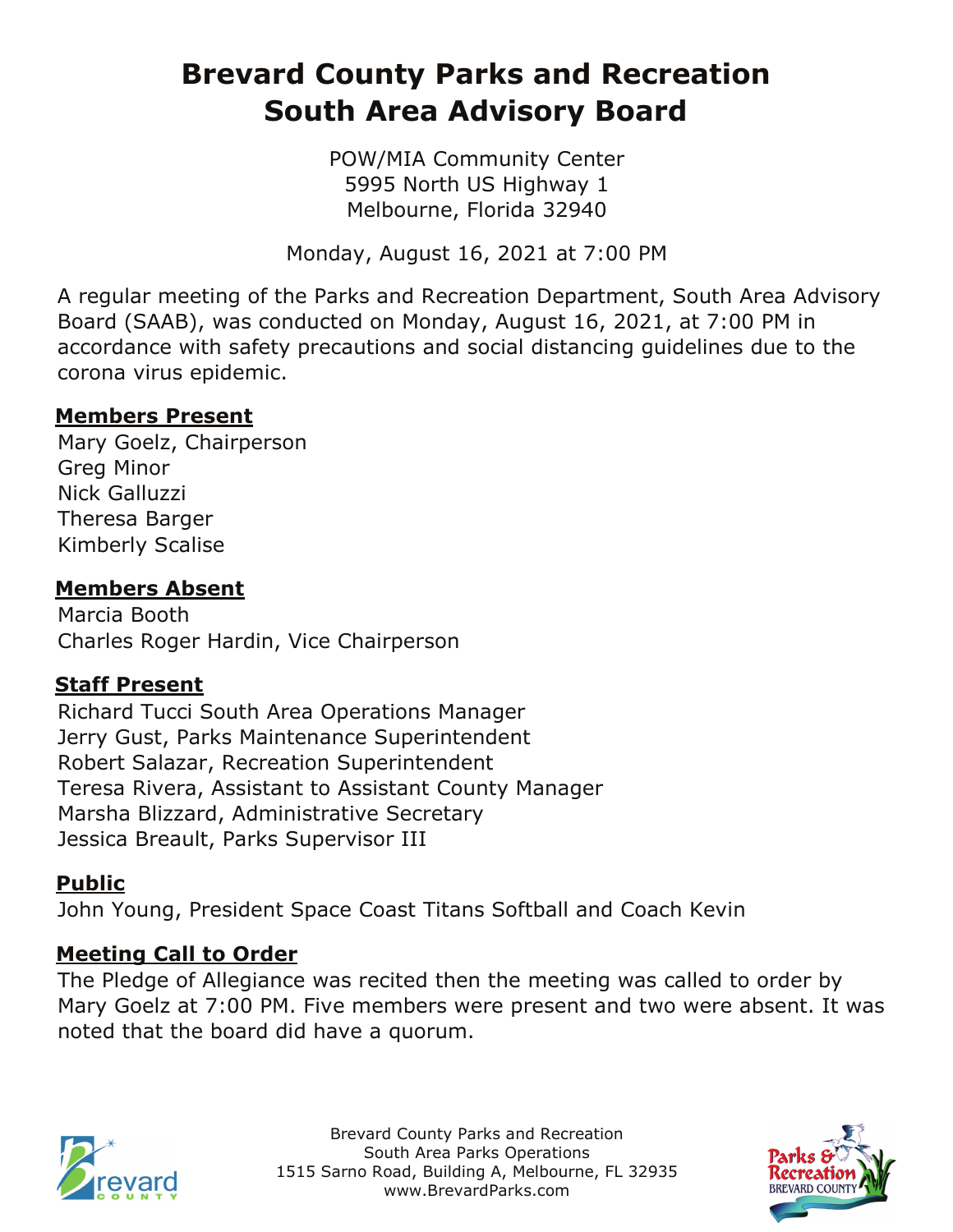# Brevard County Parks and Recreation
# South Area Advisory Board

POW/MIA Community Center
5995 North US Highway 1
Melbourne, Florida 32940

Monday, August 16, 2021 at 7:00 PM

A regular meeting of the Parks and Recreation Department, South Area Advisory Board (SAAB), was conducted on Monday, August 16, 2021, at 7:00 PM in accordance with safety precautions and social distancing guidelines due to the corona virus epidemic.

## Members Present

Mary Goelz, Chairperson
Greg Minor
Nick Galluzzi
Theresa Barger
Kimberly Scalise

## Members Absent

Marcia Booth
Charles Roger Hardin, Vice Chairperson

## Staff Present

Richard Tucci South Area Operations Manager
Jerry Gust, Parks Maintenance Superintendent
Robert Salazar, Recreation Superintendent
Teresa Rivera, Assistant to Assistant County Manager
Marsha Blizzard, Administrative Secretary
Jessica Breault, Parks Supervisor III

## Public

John Young, President Space Coast Titans Softball and Coach Kevin

## Meeting Call to Order

The Pledge of Allegiance was recited then the meeting was called to order by Mary Goelz at 7:00 PM. Five members were present and two were absent. It was noted that the board did have a quorum.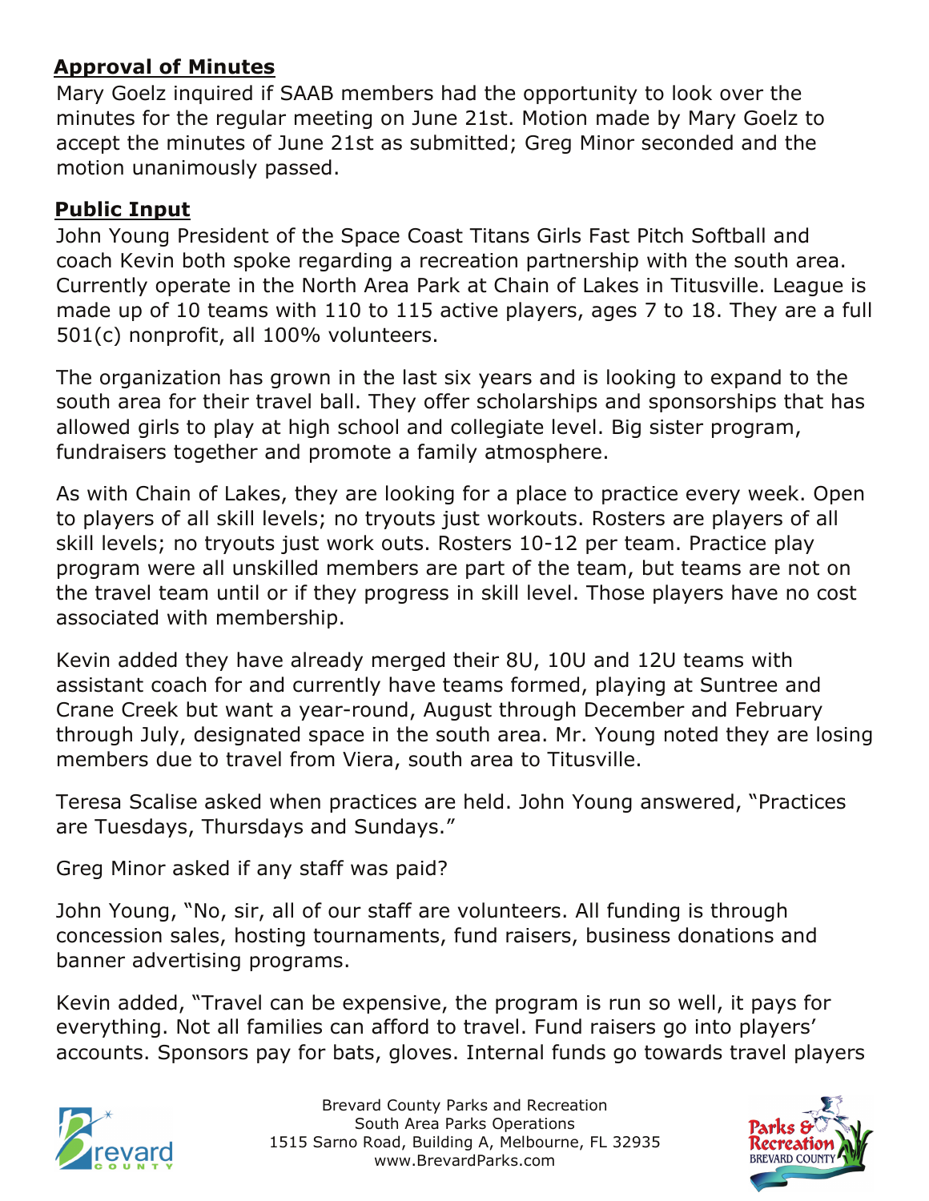## Approval of Minutes

Mary Goelz inquired if SAAB members had the opportunity to look over the minutes for the regular meeting on June 21st. Motion made by Mary Goelz to accept the minutes of June 21st as submitted; Greg Minor seconded and the motion unanimously passed.

## Public Input

John Young President of the Space Coast Titans Girls Fast Pitch Softball and coach Kevin both spoke regarding a recreation partnership with the south area. Currently operate in the North Area Park at Chain of Lakes in Titusville. League is made up of 10 teams with 110 to 115 active players, ages 7 to 18. They are a full 501(c) nonprofit, all 100% volunteers.

The organization has grown in the last six years and is looking to expand to the south area for their travel ball. They offer scholarships and sponsorships that has allowed girls to play at high school and collegiate level. Big sister program, fundraisers together and promote a family atmosphere.

As with Chain of Lakes, they are looking for a place to practice every week. Open to players of all skill levels; no tryouts just workouts. Rosters are players of all skill levels; no tryouts just work outs. Rosters 10-12 per team. Practice play program were all unskilled members are part of the team, but teams are not on the travel team until or if they progress in skill level. Those players have no cost associated with membership.

Kevin added they have already merged their 8U, 10U and 12U teams with assistant coach for and currently have teams formed, playing at Suntree and Crane Creek but want a year-round, August through December and February through July, designated space in the south area. Mr. Young noted they are losing members due to travel from Viera, south area to Titusville.

Teresa Scalise asked when practices are held. John Young answered, "Practices are Tuesdays, Thursdays and Sundays."

Greg Minor asked if any staff was paid?

John Young, "No, sir, all of our staff are volunteers. All funding is through concession sales, hosting tournaments, fund raisers, business donations and banner advertising programs.

Kevin added, "Travel can be expensive, the program is run so well, it pays for everything. Not all families can afford to travel. Fund raisers go into players' accounts. Sponsors pay for bats, gloves. Internal funds go towards travel players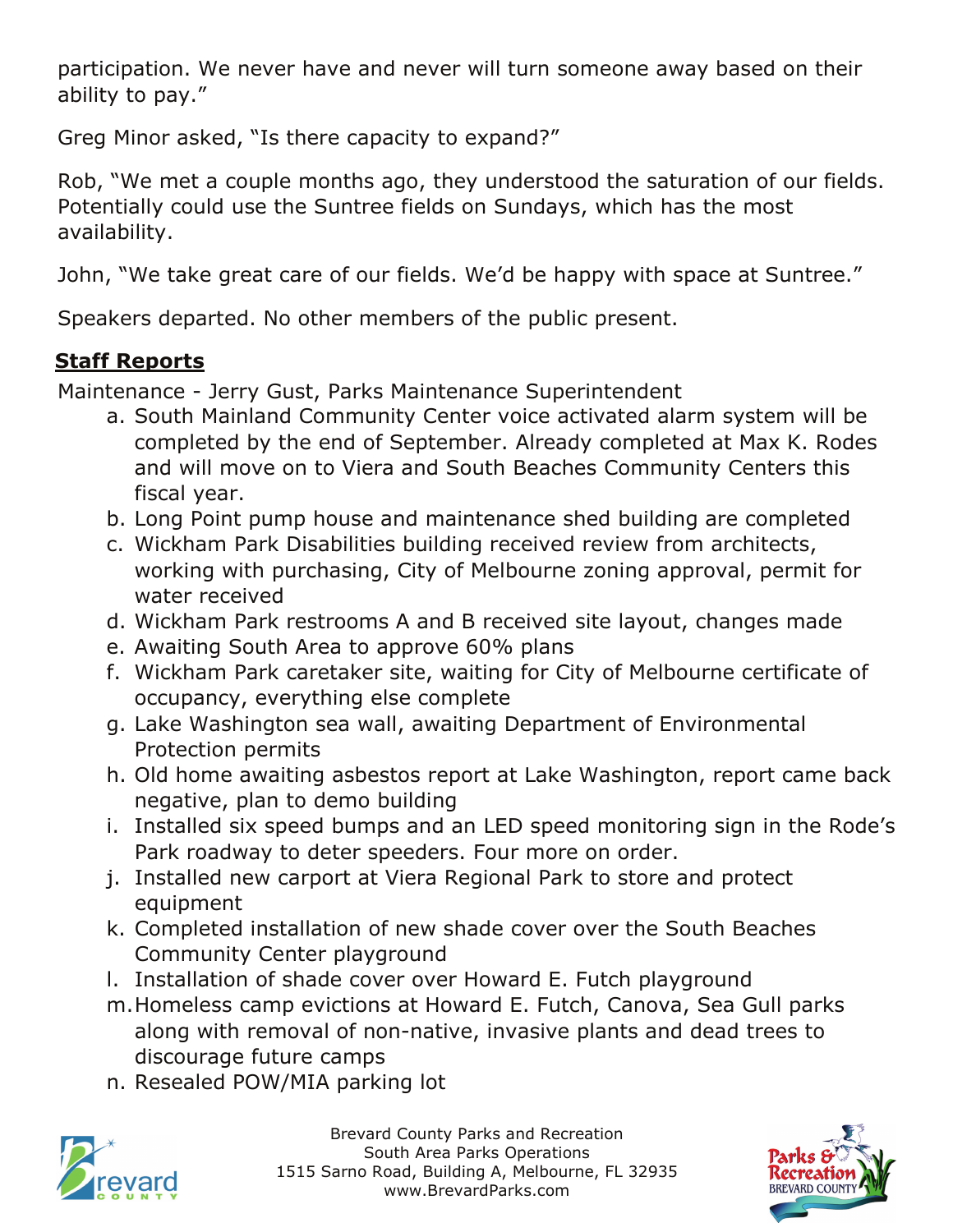participation. We never have and never will turn someone away based on their ability to pay."

Greg Minor asked, "Is there capacity to expand?"

Rob, "We met a couple months ago, they understood the saturation of our fields. Potentially could use the Suntree fields on Sundays, which has the most availability.

John, "We take great care of our fields. We'd be happy with space at Suntree."

Speakers departed. No other members of the public present.

## Staff Reports

Maintenance - Jerry Gust, Parks Maintenance Superintendent

a. South Mainland Community Center voice activated alarm system will be completed by the end of September. Already completed at Max K. Rodes and will move on to Viera and South Beaches Community Centers this fiscal year.
b. Long Point pump house and maintenance shed building are completed
c. Wickham Park Disabilities building received review from architects, working with purchasing, City of Melbourne zoning approval, permit for water received
d. Wickham Park restrooms A and B received site layout, changes made
e. Awaiting South Area to approve 60% plans
f. Wickham Park caretaker site, waiting for City of Melbourne certificate of occupancy, everything else complete
g. Lake Washington sea wall, awaiting Department of Environmental Protection permits
h. Old home awaiting asbestos report at Lake Washington, report came back negative, plan to demo building
i. Installed six speed bumps and an LED speed monitoring sign in the Rode's Park roadway to deter speeders. Four more on order.
j. Installed new carport at Viera Regional Park to store and protect equipment
k. Completed installation of new shade cover over the South Beaches Community Center playground
l. Installation of shade cover over Howard E. Futch playground
m. Homeless camp evictions at Howard E. Futch, Canova, Sea Gull parks along with removal of non-native, invasive plants and dead trees to discourage future camps
n. Resealed POW/MIA parking lot

Brevard County Parks and Recreation
South Area Parks Operations
1515 Sarno Road, Building A, Melbourne, FL 32935
www.BrevardParks.com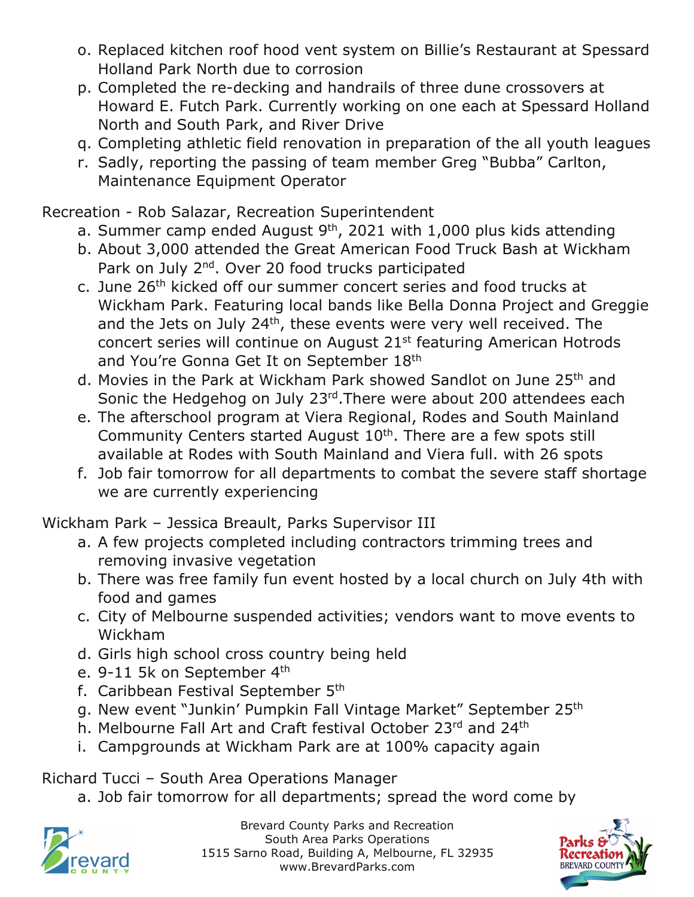o. Replaced kitchen roof hood vent system on Billie's Restaurant at Spessard Holland Park North due to corrosion
p. Completed the re-decking and handrails of three dune crossovers at Howard E. Futch Park. Currently working on one each at Spessard Holland North and South Park, and River Drive
q. Completing athletic field renovation in preparation of the all youth leagues
r. Sadly, reporting the passing of team member Greg "Bubba" Carlton, Maintenance Equipment Operator

Recreation - Rob Salazar, Recreation Superintendent

a. Summer camp ended August 9th, 2021 with 1,000 plus kids attending
b. About 3,000 attended the Great American Food Truck Bash at Wickham Park on July 2nd. Over 20 food trucks participated
c. June 26th kicked off our summer concert series and food trucks at Wickham Park. Featuring local bands like Bella Donna Project and Greggie and the Jets on July 24th, these events were very well received. The concert series will continue on August 21st featuring American Hotrods and You're Gonna Get It on September 18th
d. Movies in the Park at Wickham Park showed Sandlot on June 25th and Sonic the Hedgehog on July 23rd.There were about 200 attendees each
e. The afterschool program at Viera Regional, Rodes and South Mainland Community Centers started August 10th. There are a few spots still available at Rodes with South Mainland and Viera full. with 26 spots
f. Job fair tomorrow for all departments to combat the severe staff shortage we are currently experiencing

Wickham Park – Jessica Breault, Parks Supervisor III

a. A few projects completed including contractors trimming trees and removing invasive vegetation
b. There was free family fun event hosted by a local church on July 4th with food and games
c. City of Melbourne suspended activities; vendors want to move events to Wickham
d. Girls high school cross country being held
e. 9-11 5k on September 4th
f. Caribbean Festival September 5th
g. New event "Junkin' Pumpkin Fall Vintage Market" September 25th
h. Melbourne Fall Art and Craft festival October 23rd and 24th
i. Campgrounds at Wickham Park are at 100% capacity again

Richard Tucci – South Area Operations Manager

a. Job fair tomorrow for all departments; spread the word come by

Brevard County Parks and Recreation
South Area Parks Operations
1515 Sarno Road, Building A, Melbourne, FL 32935
www.BrevardParks.com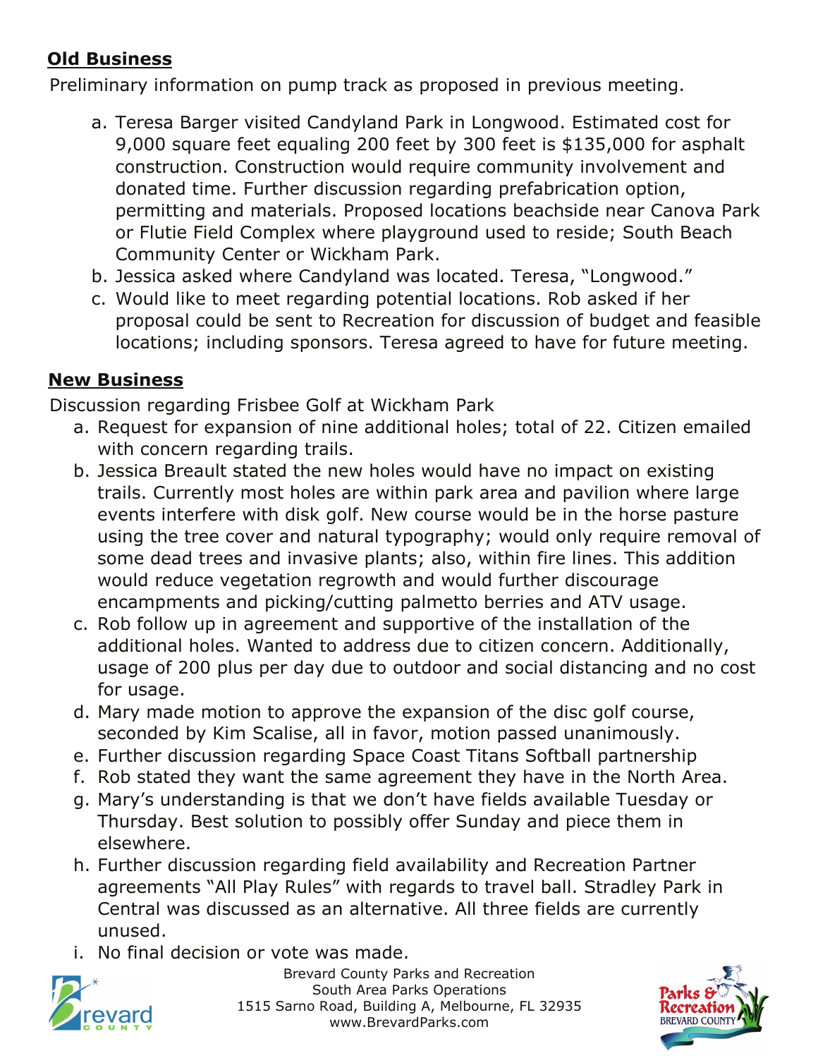**Old Business**

Preliminary information on pump track as proposed in previous meeting.

a. Teresa Barger visited Candyland Park in Longwood. Estimated cost for 9,000 square feet equaling 200 feet by 300 feet is $135,000 for asphalt construction. Construction would require community involvement and donated time. Further discussion regarding prefabrication option, permitting and materials. Proposed locations beachside near Canova Park or Flutie Field Complex where playground used to reside; South Beach Community Center or Wickham Park.
b. Jessica asked where Candyland was located. Teresa, "Longwood."
c. Would like to meet regarding potential locations. Rob asked if her proposal could be sent to Recreation for discussion of budget and feasible locations; including sponsors. Teresa agreed to have for future meeting.

**New Business**

Discussion regarding Frisbee Golf at Wickham Park

a. Request for expansion of nine additional holes; total of 22. Citizen emailed with concern regarding trails.
b. Jessica Breault stated the new holes would have no impact on existing trails. Currently most holes are within park area and pavilion where large events interfere with disk golf. New course would be in the horse pasture using the tree cover and natural typography; would only require removal of some dead trees and invasive plants; also, within fire lines. This addition would reduce vegetation regrowth and would further discourage encampments and picking/cutting palmetto berries and ATV usage.
c. Rob follow up in agreement and supportive of the installation of the additional holes. Wanted to address due to citizen concern. Additionally, usage of 200 plus per day due to outdoor and social distancing and no cost for usage.
d. Mary made motion to approve the expansion of the disc golf course, seconded by Kim Scalise, all in favor, motion passed unanimously.
e. Further discussion regarding Space Coast Titans Softball partnership
f. Rob stated they want the same agreement they have in the North Area.
g. Mary's understanding is that we don't have fields available Tuesday or Thursday. Best solution to possibly offer Sunday and piece them in elsewhere.
h. Further discussion regarding field availability and Recreation Partner agreements "All Play Rules" with regards to travel ball. Stradley Park in Central was discussed as an alternative. All three fields are currently unused.
i. No final decision or vote was made.

Brevard County Parks and Recreation
South Area Parks Operations
1515 Sarno Road, Building A, Melbourne, FL 32935
www.BrevardParks.com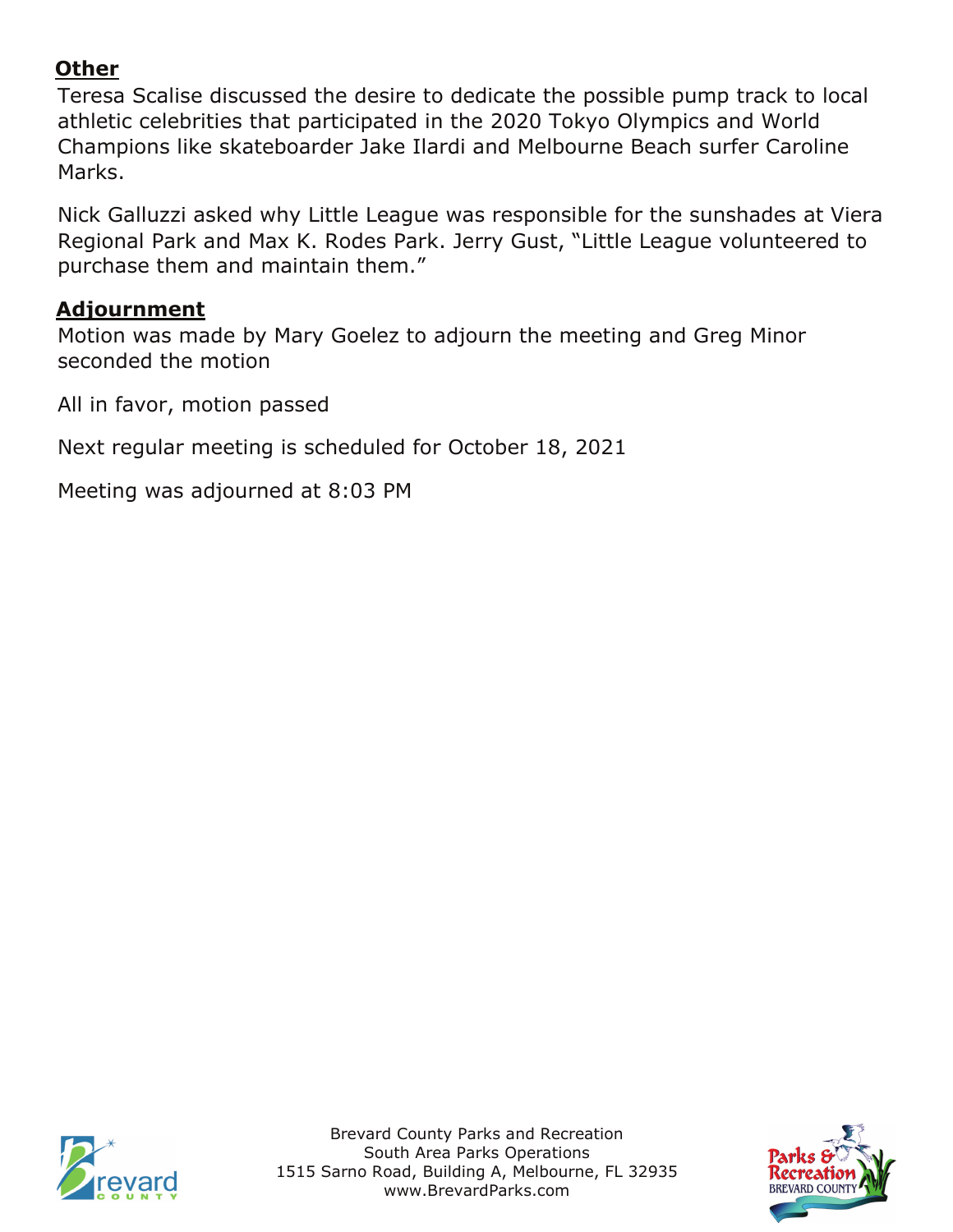## Other

Teresa Scalise discussed the desire to dedicate the possible pump track to local athletic celebrities that participated in the 2020 Tokyo Olympics and World Champions like skateboarder Jake Ilardi and Melbourne Beach surfer Caroline Marks.

Nick Galluzzi asked why Little League was responsible for the sunshades at Viera Regional Park and Max K. Rodes Park. Jerry Gust, "Little League volunteered to purchase them and maintain them."

## Adjournment

Motion was made by Mary Goelez to adjourn the meeting and Greg Minor seconded the motion

All in favor, motion passed

Next regular meeting is scheduled for October 18, 2021

Meeting was adjourned at 8:03 PM